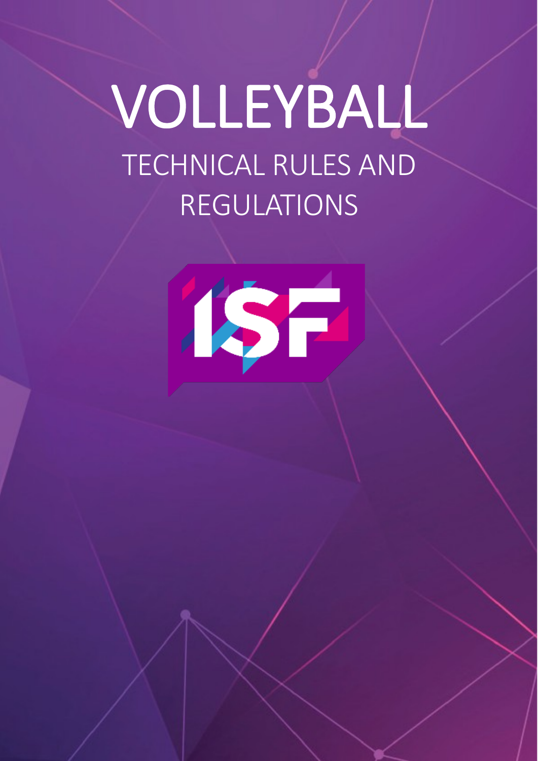# VOLLEYBALL

## TECHNICAL RULES AND REGULATIONS

ISF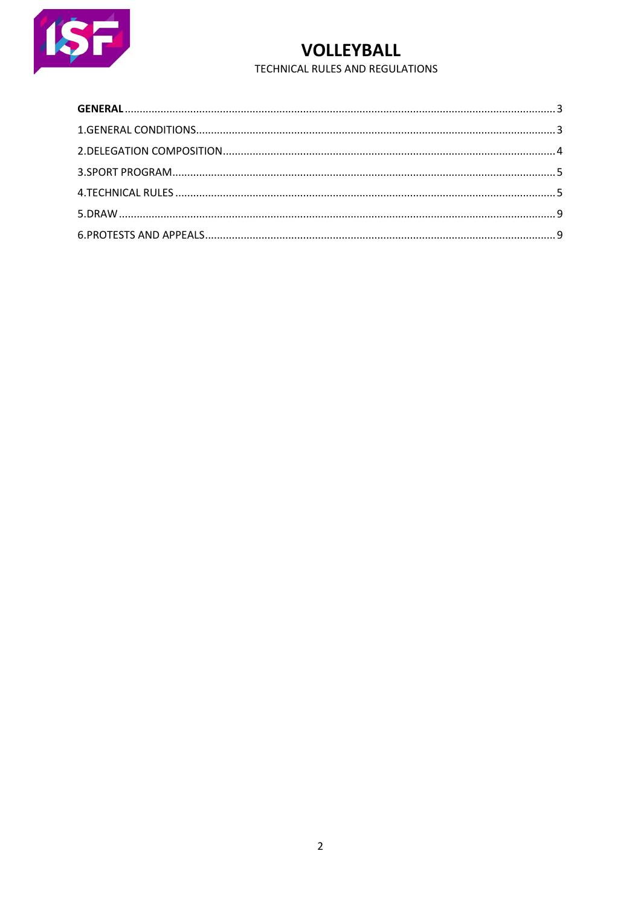# VOLLEYBALL

TECHNICAL RULES AND REGULATIONS

**GENERAL** ..... 3

1.GENERAL CONDITIONS ..... 3

2.DELEGATION COMPOSITION ..... 4

3.SPORT PROGRAM ..... 5

4.TECHNICAL RULES ..... 5

5.DRAW ..... 9

6.PROTESTS AND APPEALS ..... 9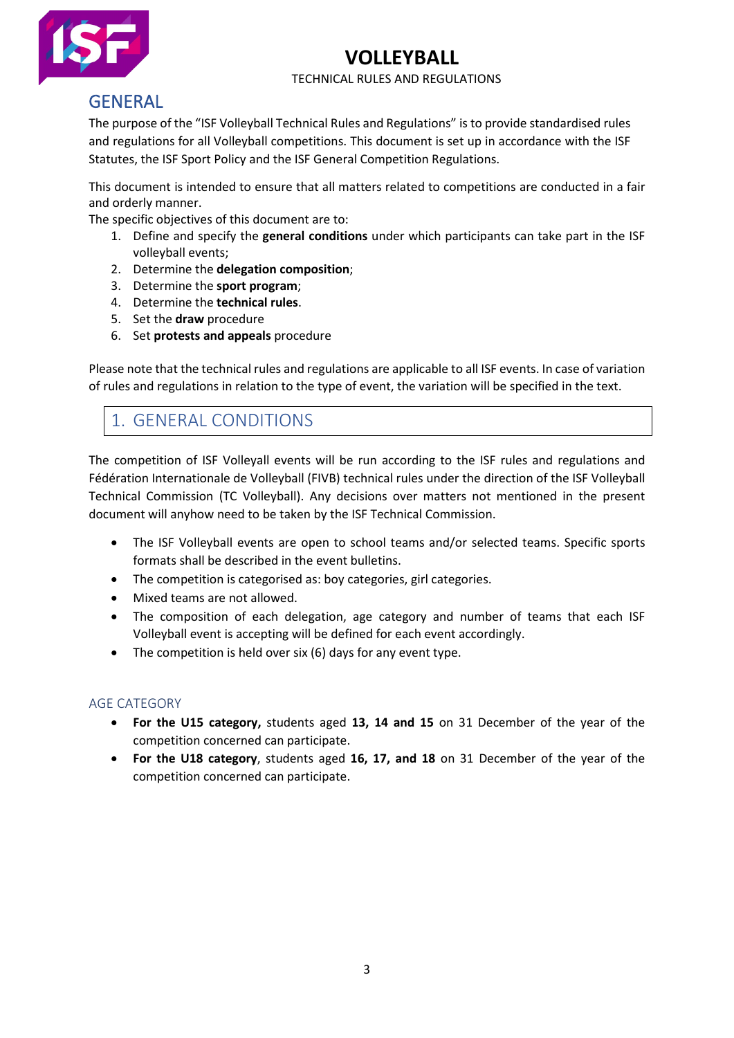# VOLLEYBALL

TECHNICAL RULES AND REGULATIONS

## GENERAL

The purpose of the "ISF Volleyball Technical Rules and Regulations" is to provide standardised rules and regulations for all Volleyball competitions. This document is set up in accordance with the ISF Statutes, the ISF Sport Policy and the ISF General Competition Regulations.

This document is intended to ensure that all matters related to competitions are conducted in a fair and orderly manner.

The specific objectives of this document are to:

1. Define and specify the **general conditions** under which participants can take part in the ISF volleyball events;
2. Determine the **delegation composition**;
3. Determine the **sport program**;
4. Determine the **technical rules**.
5. Set the **draw** procedure
6. Set **protests and appeals** procedure

Please note that the technical rules and regulations are applicable to all ISF events. In case of variation of rules and regulations in relation to the type of event, the variation will be specified in the text.

## 1. GENERAL CONDITIONS

The competition of ISF Volleyall events will be run according to the ISF rules and regulations and Fédération Internationale de Volleyball (FIVB) technical rules under the direction of the ISF Volleyball Technical Commission (TC Volleyball). Any decisions over matters not mentioned in the present document will anyhow need to be taken by the ISF Technical Commission.

- The ISF Volleyball events are open to school teams and/or selected teams. Specific sports formats shall be described in the event bulletins.
- The competition is categorised as: boy categories, girl categories.
- Mixed teams are not allowed.
- The composition of each delegation, age category and number of teams that each ISF Volleyball event is accepting will be defined for each event accordingly.
- The competition is held over six (6) days for any event type.

### AGE CATEGORY

- **For the U15 category,** students aged **13, 14 and 15** on 31 December of the year of the competition concerned can participate.
- **For the U18 category**, students aged **16, 17, and 18** on 31 December of the year of the competition concerned can participate.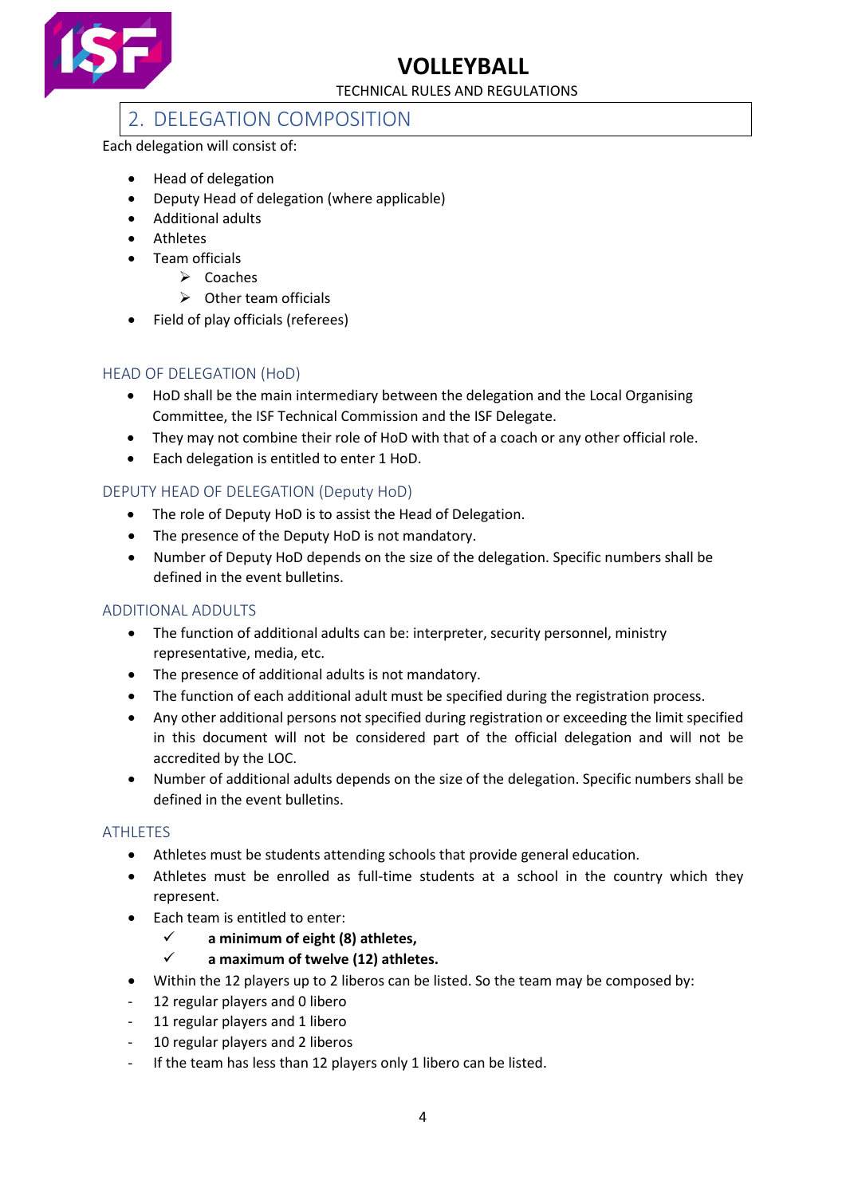## 2. DELEGATION COMPOSITION

Each delegation will consist of:

- Head of delegation
- Deputy Head of delegation (where applicable)
- Additional adults
- Athletes
- Team officials
    - Coaches
    - Other team officials
- Field of play officials (referees)

### HEAD OF DELEGATION (HoD)

- HoD shall be the main intermediary between the delegation and the Local Organising Committee, the ISF Technical Commission and the ISF Delegate.
- They may not combine their role of HoD with that of a coach or any other official role.
- Each delegation is entitled to enter 1 HoD.

### DEPUTY HEAD OF DELEGATION (Deputy HoD)

- The role of Deputy HoD is to assist the Head of Delegation.
- The presence of the Deputy HoD is not mandatory.
- Number of Deputy HoD depends on the size of the delegation. Specific numbers shall be defined in the event bulletins.

### ADDITIONAL ADULTS

- The function of additional adults can be: interpreter, security personnel, ministry representative, media, etc.
- The presence of additional adults is not mandatory.
- The function of each additional adult must be specified during the registration process.
- Any other additional persons not specified during registration or exceeding the limit specified in this document will not be considered part of the official delegation and will not be accredited by the LOC.
- Number of additional adults depends on the size of the delegation. Specific numbers shall be defined in the event bulletins.

### ATHLETES

- Athletes must be students attending schools that provide general education.
- Athletes must be enrolled as full-time students at a school in the country which they represent.
- Each team is entitled to enter:
    - ✓ **a minimum of eight (8) athletes,**
    - ✓ **a maximum of twelve (12) athletes.**
- Within the 12 players up to 2 liberos can be listed. So the team may be composed by:
- 12 regular players and 0 libero
- 11 regular players and 1 libero
- 10 regular players and 2 liberos
- If the team has less than 12 players only 1 libero can be listed.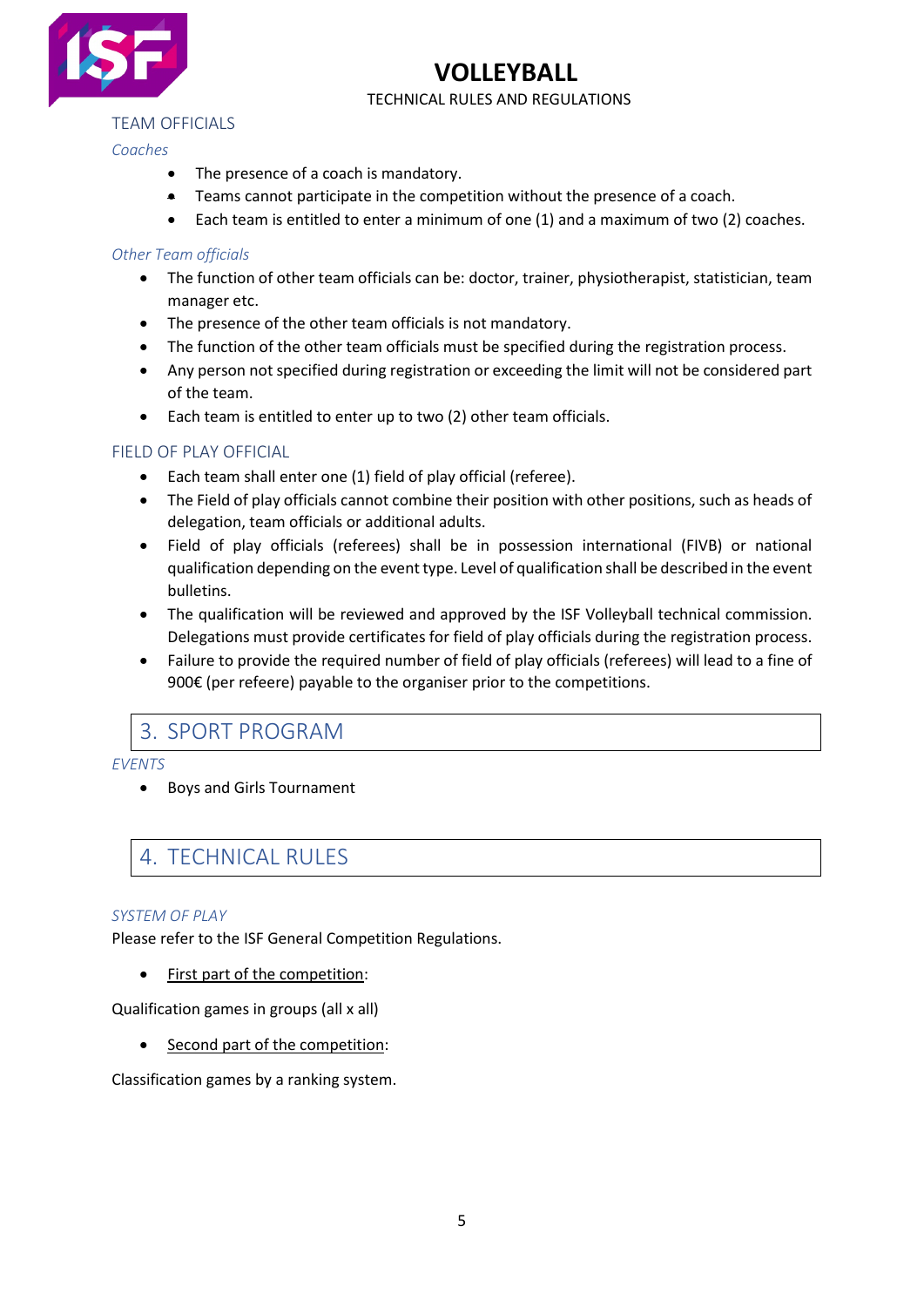TEAM OFFICIALS

*Coaches*

- The presence of a coach is mandatory.
- Teams cannot participate in the competition without the presence of a coach.
- Each team is entitled to enter a minimum of one (1) and a maximum of two (2) coaches.

*Other Team officials*

- The function of other team officials can be: doctor, trainer, physiotherapist, statistician, team manager etc.
- The presence of the other team officials is not mandatory.
- The function of the other team officials must be specified during the registration process.
- Any person not specified during registration or exceeding the limit will not be considered part of the team.
- Each team is entitled to enter up to two (2) other team officials.

FIELD OF PLAY OFFICIAL

- Each team shall enter one (1) field of play official (referee).
- The Field of play officials cannot combine their position with other positions, such as heads of delegation, team officials or additional adults.
- Field of play officials (referees) shall be in possession international (FIVB) or national qualification depending on the event type. Level of qualification shall be described in the event bulletins.
- The qualification will be reviewed and approved by the ISF Volleyball technical commission. Delegations must provide certificates for field of play officials during the registration process.
- Failure to provide the required number of field of play officials (referees) will lead to a fine of 900€ (per refeere) payable to the organiser prior to the competitions.

## 3. SPORT PROGRAM

*EVENTS*

- Boys and Girls Tournament

## 4. TECHNICAL RULES

*SYSTEM OF PLAY*

Please refer to the ISF General Competition Regulations.

- First part of the competition:

Qualification games in groups (all x all)

- Second part of the competition:

Classification games by a ranking system.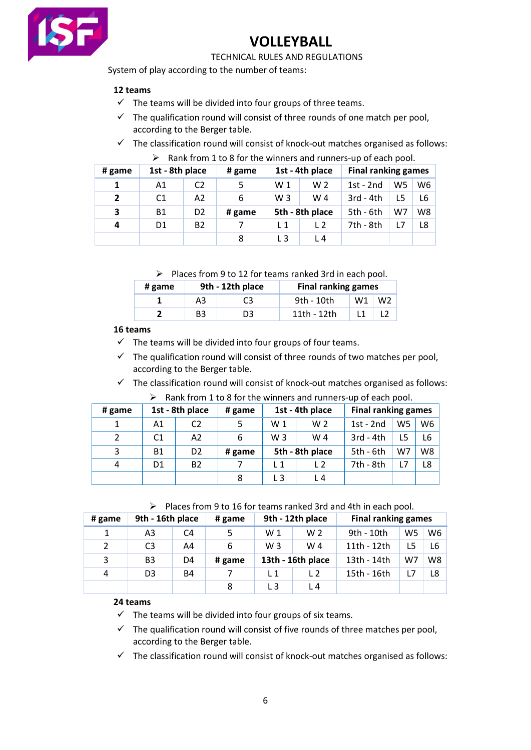# VOLLEYBALL

TECHNICAL RULES AND REGULATIONS

System of play according to the number of teams:

**12 teams**

- ✓ The teams will be divided into four groups of three teams.
- ✓ The qualification round will consist of three rounds of one match per pool, according to the Berger table.
- ✓ The classification round will consist of knock-out matches organised as follows:
  - ➢ Rank from 1 to 8 for the winners and runners-up of each pool.

| # game | 1st - 8th place | | # game | 1st - 4th place | | Final ranking games | | |
|---|---|---|---|---|---|---|---|---|
| **1** | A1 | C2 | 5 | W 1 | W 2 | 1st - 2nd | W5 | W6 |
| **2** | C1 | A2 | 6 | W 3 | W 4 | 3rd - 4th | L5 | L6 |
| **3** | B1 | D2 | **# game** | **5th - 8th place** | | 5th - 6th | W7 | W8 |
| **4** | D1 | B2 | 7 | L 1 | L 2 | 7th - 8th | L7 | L8 |
| | | | 8 | L 3 | L 4 | | | |

  - ➢ Places from 9 to 12 for teams ranked 3rd in each pool.

| # game | 9th - 12th place | | Final ranking games | | |
|---|---|---|---|---|---|
| **1** | A3 | C3 | 9th - 10th | W1 | W2 |
| **2** | B3 | D3 | 11th - 12th | L1 | L2 |

**16 teams**

- ✓ The teams will be divided into four groups of four teams.
- ✓ The qualification round will consist of three rounds of two matches per pool, according to the Berger table.
- ✓ The classification round will consist of knock-out matches organised as follows:
  - ➢ Rank from 1 to 8 for the winners and runners-up of each pool.

| # game | 1st - 8th place | | # game | 1st - 4th place | | Final ranking games | | |
|---|---|---|---|---|---|---|---|---|
| 1 | A1 | C2 | 5 | W 1 | W 2 | 1st - 2nd | W5 | W6 |
| 2 | C1 | A2 | 6 | W 3 | W 4 | 3rd - 4th | L5 | L6 |
| 3 | B1 | D2 | **# game** | **5th - 8th place** | | 5th - 6th | W7 | W8 |
| 4 | D1 | B2 | 7 | L 1 | L 2 | 7th - 8th | L7 | L8 |
| | | | 8 | L 3 | L 4 | | | |

  - ➢ Places from 9 to 16 for teams ranked 3rd and 4th in each pool.

| # game | 9th - 16th place | | # game | 9th - 12th place | | Final ranking games | | |
|---|---|---|---|---|---|---|---|---|
| 1 | A3 | C4 | 5 | W 1 | W 2 | 9th - 10th | W5 | W6 |
| 2 | C3 | A4 | 6 | W 3 | W 4 | 11th - 12th | L5 | L6 |
| 3 | B3 | D4 | **# game** | **13th - 16th place** | | 13th - 14th | W7 | W8 |
| 4 | D3 | B4 | 7 | L 1 | L 2 | 15th - 16th | L7 | L8 |
| | | | 8 | L 3 | L 4 | | | |

**24 teams**

- ✓ The teams will be divided into four groups of six teams.
- ✓ The qualification round will consist of five rounds of three matches per pool, according to the Berger table.
- ✓ The classification round will consist of knock-out matches organised as follows: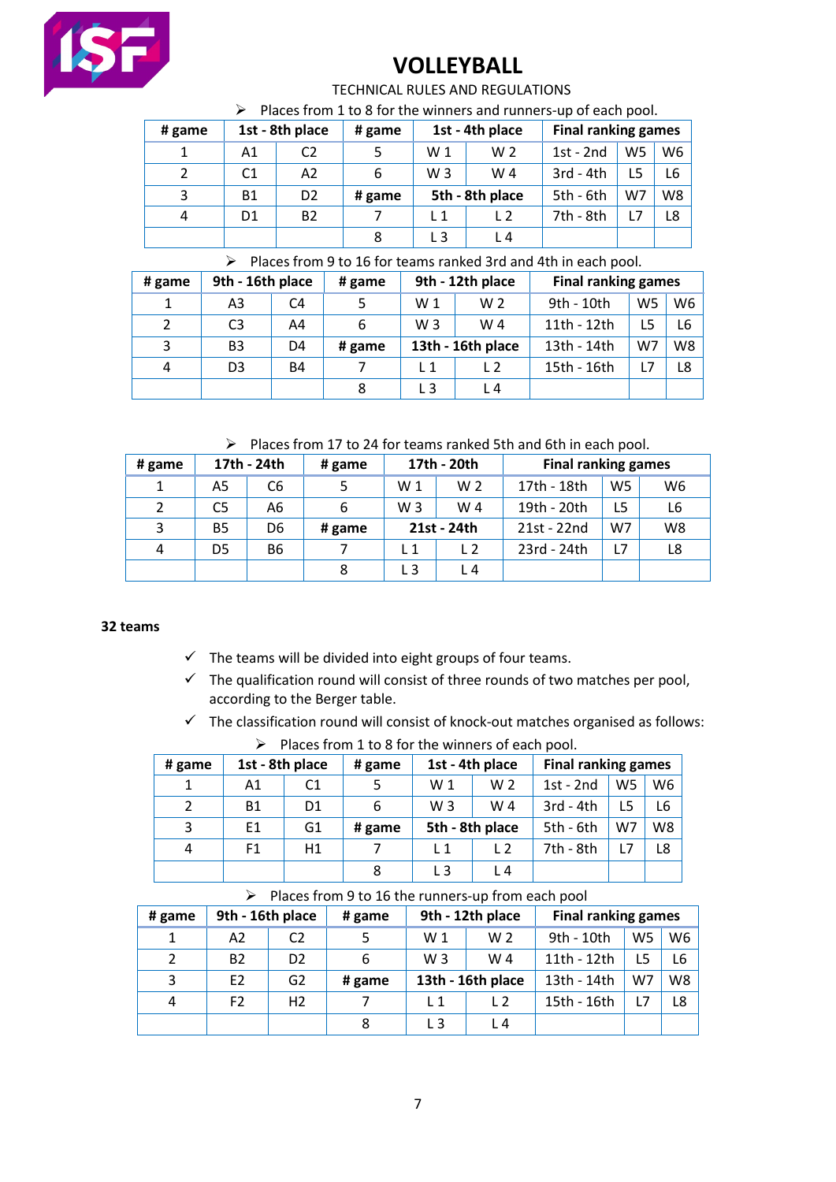# VOLLEYBALL

TECHNICAL RULES AND REGULATIONS

- Places from 1 to 8 for the winners and runners-up of each pool.

| # game | 1st - 8th place | | # game | 1st - 4th place | | Final ranking games | | |
|---|---|---|---|---|---|---|---|---|
| 1 | A1 | C2 | 5 | W 1 | W 2 | 1st - 2nd | W5 | W6 |
| 2 | C1 | A2 | 6 | W 3 | W 4 | 3rd - 4th | L5 | L6 |
| 3 | B1 | D2 | # game | 5th - 8th place | | 5th - 6th | W7 | W8 |
| 4 | D1 | B2 | 7 | L 1 | L 2 | 7th - 8th | L7 | L8 |
| | | | 8 | L 3 | L 4 | | | |

- Places from 9 to 16 for teams ranked 3rd and 4th in each pool.

| # game | 9th - 16th place | | # game | 9th - 12th place | | Final ranking games | | |
|---|---|---|---|---|---|---|---|---|
| 1 | A3 | C4 | 5 | W 1 | W 2 | 9th - 10th | W5 | W6 |
| 2 | C3 | A4 | 6 | W 3 | W 4 | 11th - 12th | L5 | L6 |
| 3 | B3 | D4 | # game | 13th - 16th place | | 13th - 14th | W7 | W8 |
| 4 | D3 | B4 | 7 | L 1 | L 2 | 15th - 16th | L7 | L8 |
| | | | 8 | L 3 | L 4 | | | |

- Places from 17 to 24 for teams ranked 5th and 6th in each pool.

| # game | 17th - 24th | | # game | 17th - 20th | | Final ranking games | | |
|---|---|---|---|---|---|---|---|---|
| 1 | A5 | C6 | 5 | W 1 | W 2 | 17th - 18th | W5 | W6 |
| 2 | C5 | A6 | 6 | W 3 | W 4 | 19th - 20th | L5 | L6 |
| 3 | B5 | D6 | # game | 21st - 24th | | 21st - 22nd | W7 | W8 |
| 4 | D5 | B6 | 7 | L 1 | L 2 | 23rd - 24th | L7 | L8 |
| | | | 8 | L 3 | L 4 | | | |

**32 teams**

- ✓ The teams will be divided into eight groups of four teams.
- ✓ The qualification round will consist of three rounds of two matches per pool, according to the Berger table.
- ✓ The classification round will consist of knock-out matches organised as follows:
  - Places from 1 to 8 for the winners of each pool.

| # game | 1st - 8th place | | # game | 1st - 4th place | | Final ranking games | | |
|---|---|---|---|---|---|---|---|---|
| 1 | A1 | C1 | 5 | W 1 | W 2 | 1st - 2nd | W5 | W6 |
| 2 | B1 | D1 | 6 | W 3 | W 4 | 3rd - 4th | L5 | L6 |
| 3 | E1 | G1 | # game | 5th - 8th place | | 5th - 6th | W7 | W8 |
| 4 | F1 | H1 | 7 | L 1 | L 2 | 7th - 8th | L7 | L8 |
| | | | 8 | L 3 | L 4 | | | |

- Places from 9 to 16 the runners-up from each pool

| # game | 9th - 16th place | | # game | 9th - 12th place | | Final ranking games | | |
|---|---|---|---|---|---|---|---|---|
| 1 | A2 | C2 | 5 | W 1 | W 2 | 9th - 10th | W5 | W6 |
| 2 | B2 | D2 | 6 | W 3 | W 4 | 11th - 12th | L5 | L6 |
| 3 | E2 | G2 | # game | 13th - 16th place | | 13th - 14th | W7 | W8 |
| 4 | F2 | H2 | 7 | L 1 | L 2 | 15th - 16th | L7 | L8 |
| | | | 8 | L 3 | L 4 | | | |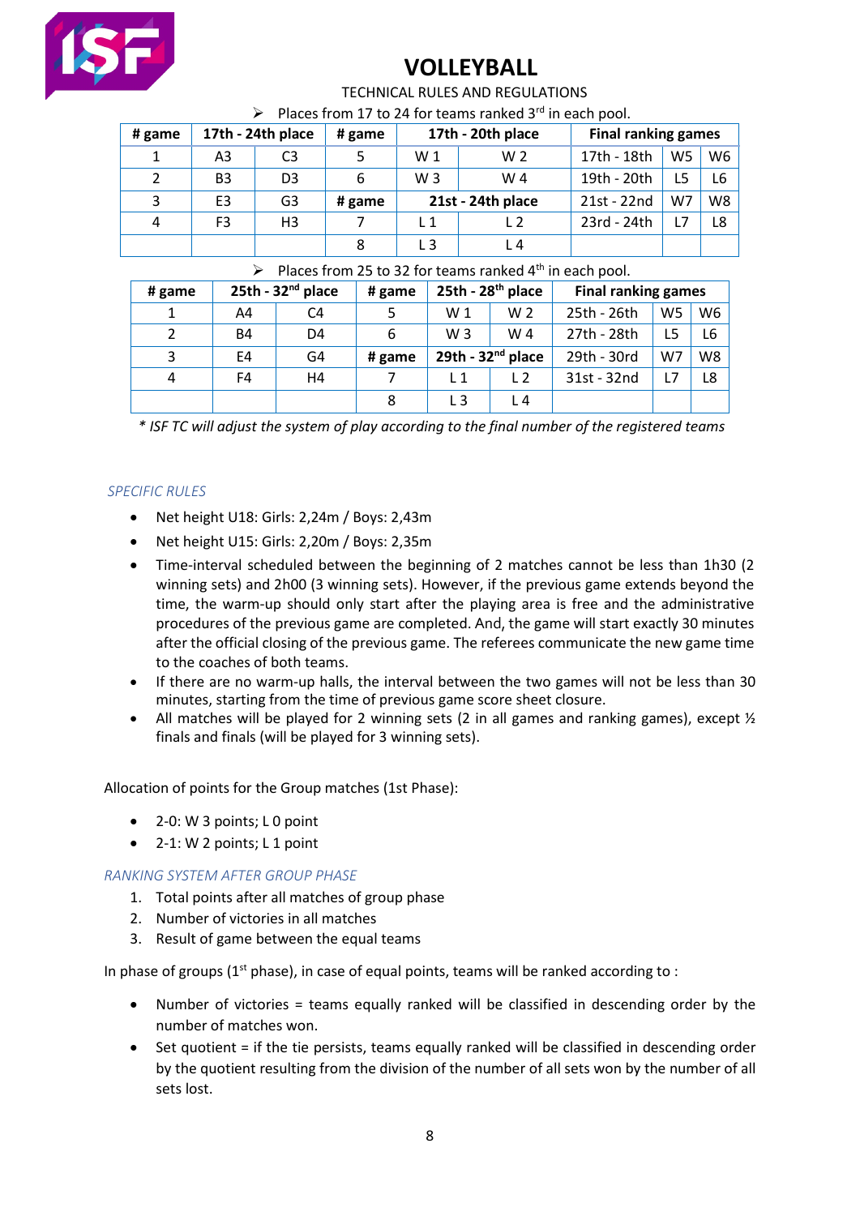# VOLLEYBALL

TECHNICAL RULES AND REGULATIONS

- Places from 17 to 24 for teams ranked 3rd in each pool.

| # game | 17th - 24th place | | # game | 17th - 20th place | | Final ranking games | | |
|---|---|---|---|---|---|---|---|---|
| 1 | A3 | C3 | 5 | W 1 | W 2 | 17th - 18th | W5 | W6 |
| 2 | B3 | D3 | 6 | W 3 | W 4 | 19th - 20th | L5 | L6 |
| 3 | E3 | G3 | # game | 21st - 24th place | | 21st - 22nd | W7 | W8 |
| 4 | F3 | H3 | 7 | L 1 | L 2 | 23rd - 24th | L7 | L8 |
| | | | 8 | L 3 | L 4 | | | |

- Places from 25 to 32 for teams ranked 4th in each pool.

| # game | 25th - 32nd place | | # game | 25th - 28th place | | Final ranking games | | |
|---|---|---|---|---|---|---|---|---|
| 1 | A4 | C4 | 5 | W 1 | W 2 | 25th - 26th | W5 | W6 |
| 2 | B4 | D4 | 6 | W 3 | W 4 | 27th - 28th | L5 | L6 |
| 3 | E4 | G4 | # game | 29th - 32nd place | | 29th - 30rd | W7 | W8 |
| 4 | F4 | H4 | 7 | L 1 | L 2 | 31st - 32nd | L7 | L8 |
| | | | 8 | L 3 | L 4 | | | |

*\* ISF TC will adjust the system of play according to the final number of the registered teams*

*SPECIFIC RULES*

- Net height U18: Girls: 2,24m / Boys: 2,43m
- Net height U15: Girls: 2,20m / Boys: 2,35m
- Time-interval scheduled between the beginning of 2 matches cannot be less than 1h30 (2 winning sets) and 2h00 (3 winning sets). However, if the previous game extends beyond the time, the warm-up should only start after the playing area is free and the administrative procedures of the previous game are completed. And, the game will start exactly 30 minutes after the official closing of the previous game. The referees communicate the new game time to the coaches of both teams.
- If there are no warm-up halls, the interval between the two games will not be less than 30 minutes, starting from the time of previous game score sheet closure.
- All matches will be played for 2 winning sets (2 in all games and ranking games), except ½ finals and finals (will be played for 3 winning sets).

Allocation of points for the Group matches (1st Phase):

- 2-0: W 3 points; L 0 point
- 2-1: W 2 points; L 1 point

*RANKING SYSTEM AFTER GROUP PHASE*

1. Total points after all matches of group phase
2. Number of victories in all matches
3. Result of game between the equal teams

In phase of groups (1st phase), in case of equal points, teams will be ranked according to :

- Number of victories = teams equally ranked will be classified in descending order by the number of matches won.
- Set quotient = if the tie persists, teams equally ranked will be classified in descending order by the quotient resulting from the division of the number of all sets won by the number of all sets lost.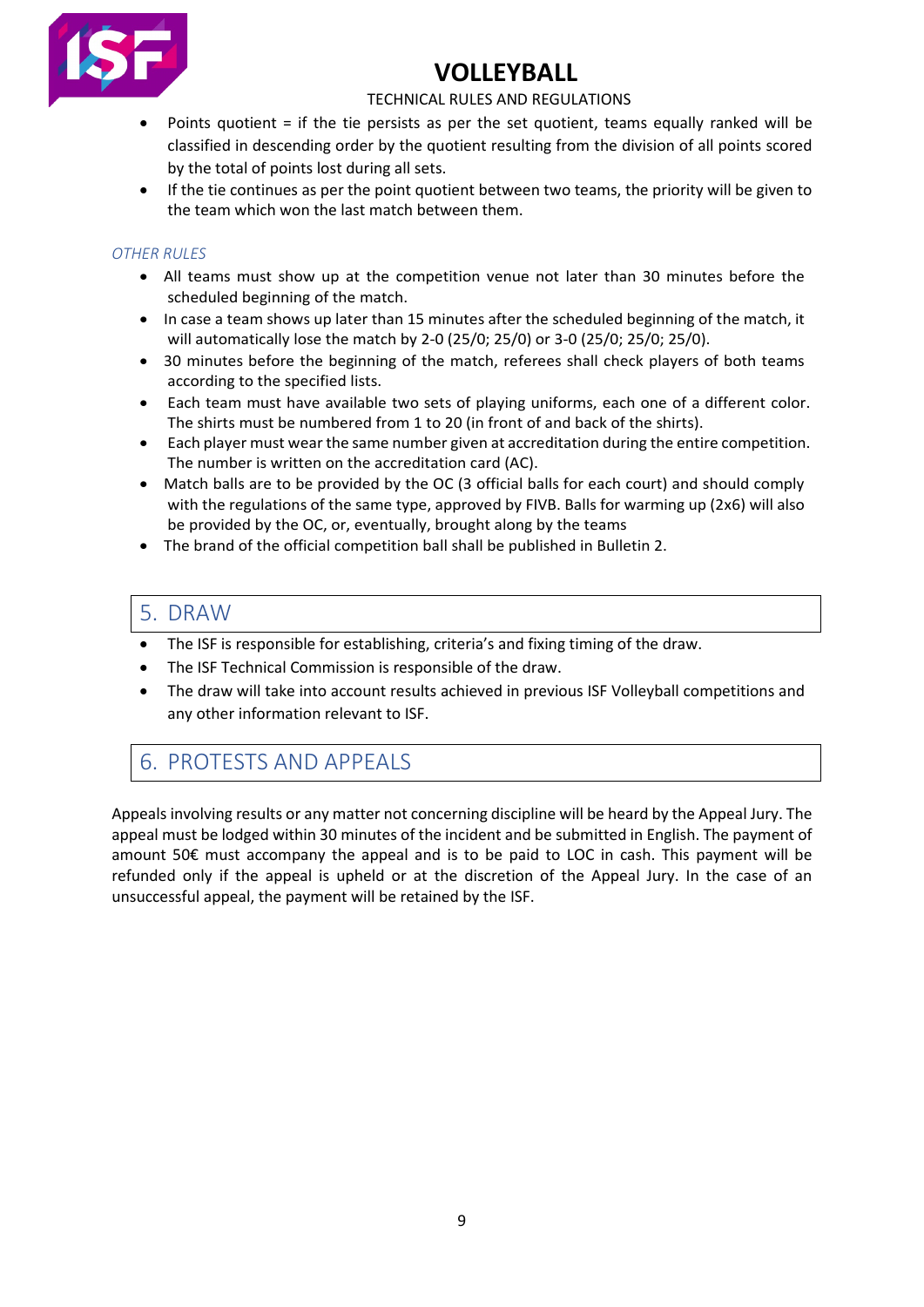- Points quotient = if the tie persists as per the set quotient, teams equally ranked will be classified in descending order by the quotient resulting from the division of all points scored by the total of points lost during all sets.
- If the tie continues as per the point quotient between two teams, the priority will be given to the team which won the last match between them.

*OTHER RULES*

- All teams must show up at the competition venue not later than 30 minutes before the scheduled beginning of the match.
- In case a team shows up later than 15 minutes after the scheduled beginning of the match, it will automatically lose the match by 2-0 (25/0; 25/0) or 3-0 (25/0; 25/0; 25/0).
- 30 minutes before the beginning of the match, referees shall check players of both teams according to the specified lists.
- Each team must have available two sets of playing uniforms, each one of a different color. The shirts must be numbered from 1 to 20 (in front of and back of the shirts).
- Each player must wear the same number given at accreditation during the entire competition. The number is written on the accreditation card (AC).
- Match balls are to be provided by the OC (3 official balls for each court) and should comply with the regulations of the same type, approved by FIVB. Balls for warming up (2x6) will also be provided by the OC, or, eventually, brought along by the teams
- The brand of the official competition ball shall be published in Bulletin 2.

## 5. DRAW

- The ISF is responsible for establishing, criteria's and fixing timing of the draw.
- The ISF Technical Commission is responsible of the draw.
- The draw will take into account results achieved in previous ISF Volleyball competitions and any other information relevant to ISF.

## 6. PROTESTS AND APPEALS

Appeals involving results or any matter not concerning discipline will be heard by the Appeal Jury. The appeal must be lodged within 30 minutes of the incident and be submitted in English. The payment of amount 50€ must accompany the appeal and is to be paid to LOC in cash. This payment will be refunded only if the appeal is upheld or at the discretion of the Appeal Jury. In the case of an unsuccessful appeal, the payment will be retained by the ISF.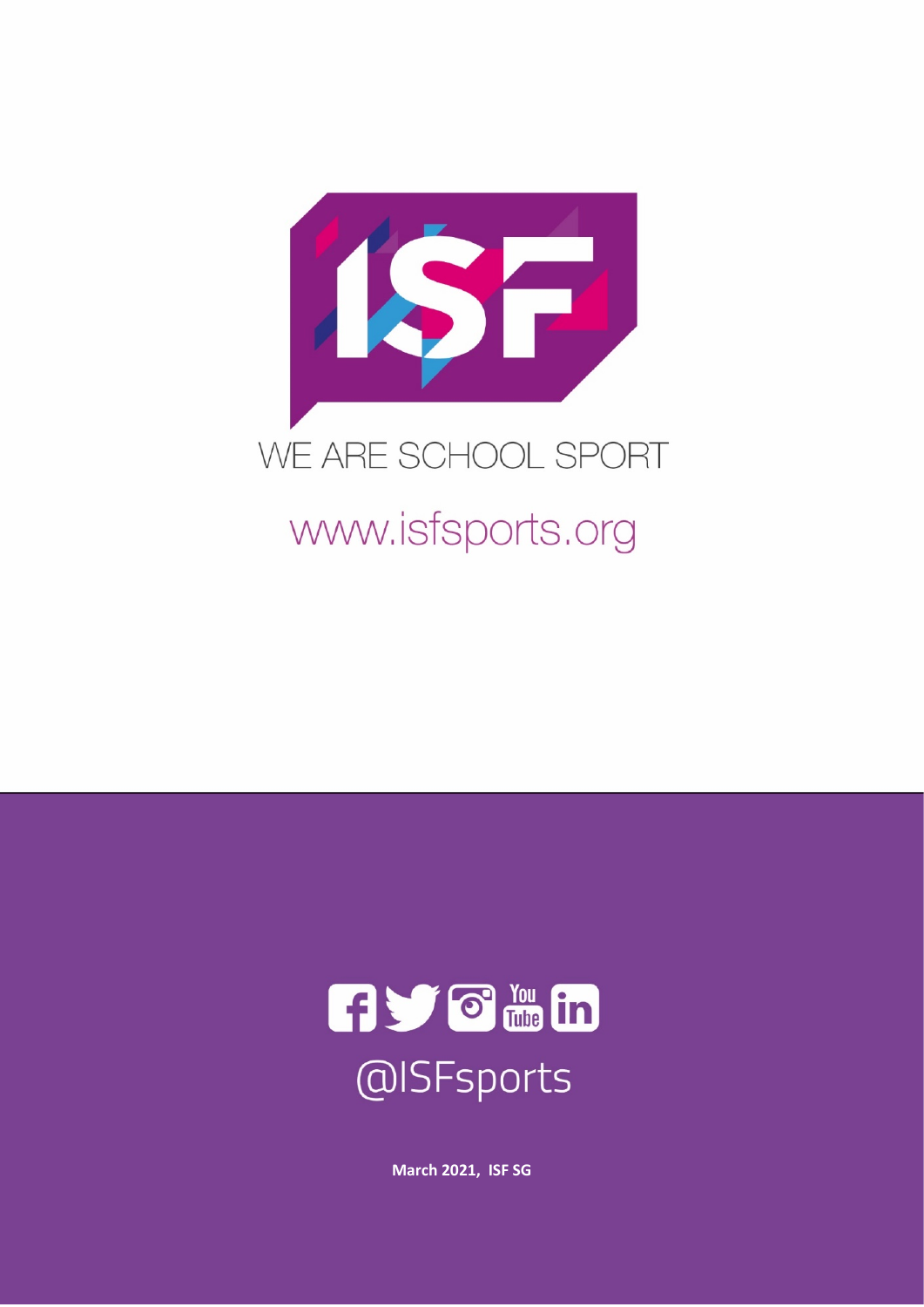WE ARE SCHOOL SPORT

www.isfsports.org

@ISFsports

**March 2021, ISF SG**